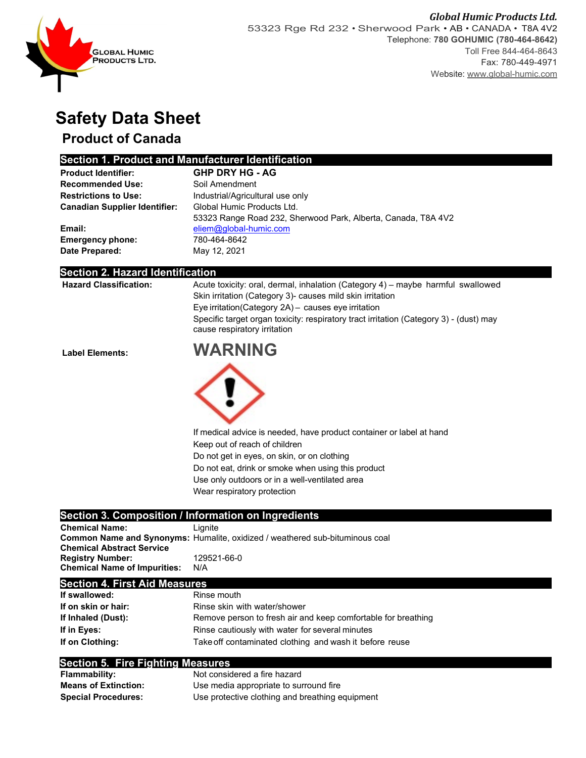**Global Humic Products Ltd.**
53323 Rge Rd 232 • Sherwood Park • AB • CANADA • T8A 4V2
Telephone: **780 GOHUMIC (780-464-8642)**
Toll Free 844-464-8643
Fax: 780-449-4971
Website: www.global-humic.com

# Safety Data Sheet

## Product of Canada

### Section 1. Product and Manufacturer Identification

| | |
|---|---|
| **Product Identifier:** | **GHP DRY HG - AG** |
| **Recommended Use:** | Soil Amendment |
| **Restrictions to Use:** | Industrial/Agricultural use only |
| **Canadian Supplier Identifier:** | Global Humic Products Ltd.<br>53323 Range Road 232, Sherwood Park, Alberta, Canada, T8A 4V2 |
| **Email:** | eliem@global-humic.com |
| **Emergency phone:** | 780-464-8642 |
| **Date Prepared:** | May 12, 2021 |

### Section 2. Hazard Identification

**Hazard Classification:**

Acute toxicity: oral, dermal, inhalation (Category 4) – maybe harmful swallowed
Skin irritation (Category 3)- causes mild skin irritation
Eye irritation(Category 2A) – causes eye irritation
Specific target organ toxicity: respiratory tract irritation (Category 3) - (dust) may cause respiratory irritation

**Label Elements:**

**WARNING**

If medical advice is needed, have product container or label at hand
Keep out of reach of children
Do not get in eyes, on skin, or on clothing
Do not eat, drink or smoke when using this product
Use only outdoors or in a well-ventilated area
Wear respiratory protection

### Section 3. Composition / Information on Ingredients

| | |
|---|---|
| **Chemical Name:** | Lignite |
| **Common Name and Synonyms:** | Humalite, oxidized / weathered sub-bituminous coal |
| **Chemical Abstract Service Registry Number:** | 129521-66-0 |
| **Chemical Name of Impurities:** | N/A |

### Section 4. First Aid Measures

| | |
|---|---|
| **If swallowed:** | Rinse mouth |
| **If on skin or hair:** | Rinse skin with water/shower |
| **If Inhaled (Dust):** | Remove person to fresh air and keep comfortable for breathing |
| **If in Eyes:** | Rinse cautiously with water for several minutes |
| **If on Clothing:** | Take off contaminated clothing and wash it before reuse |

### Section 5. Fire Fighting Measures

| | |
|---|---|
| **Flammability:** | Not considered a fire hazard |
| **Means of Extinction:** | Use media appropriate to surround fire |
| **Special Procedures:** | Use protective clothing and breathing equipment |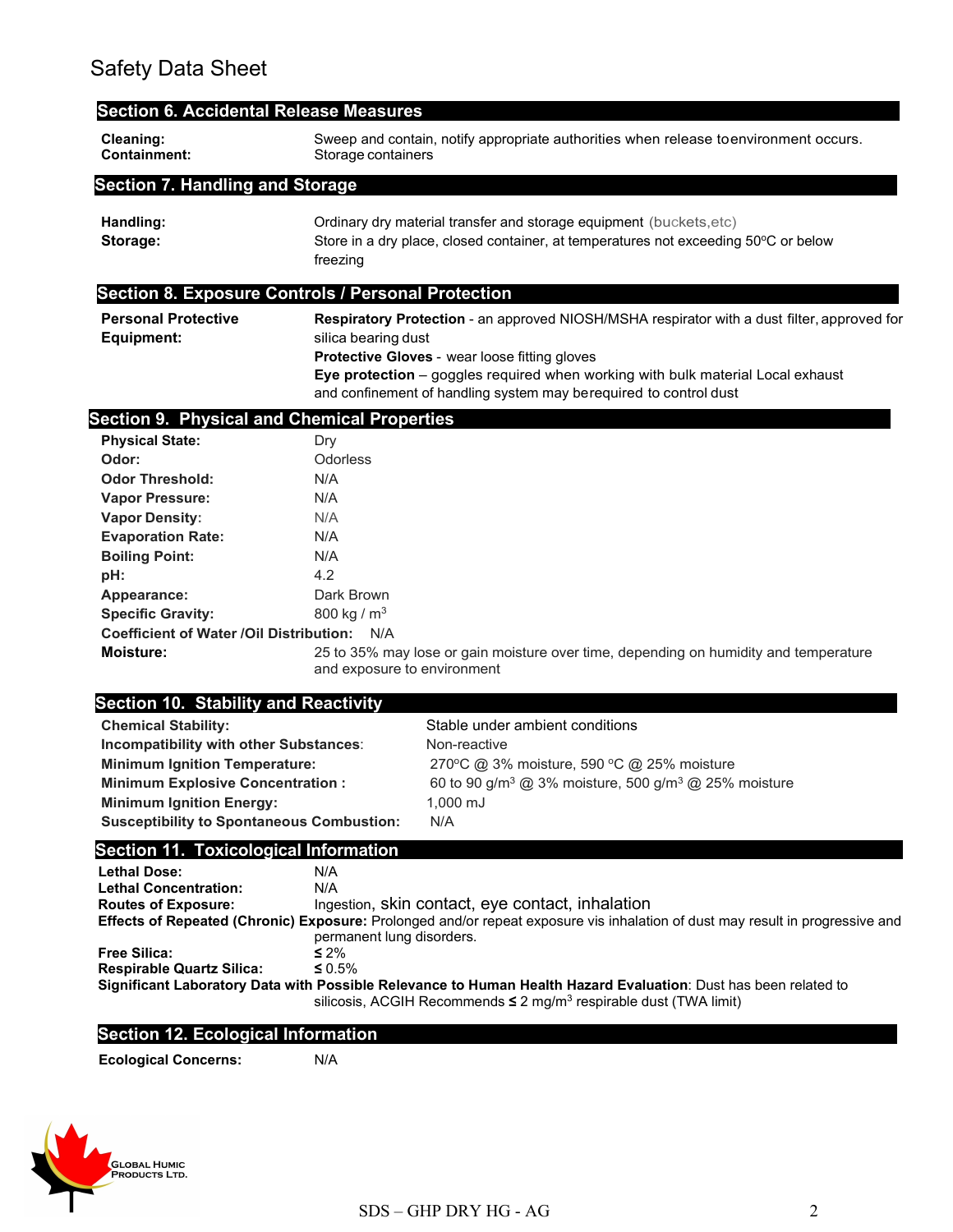Safety Data Sheet

## Section 6. Accidental Release Measures

| | |
|---|---|
| **Cleaning:** | Sweep and contain, notify appropriate authorities when release toenvironment occurs. |
| **Containment:** | Storage containers |

## Section 7. Handling and Storage

| | |
|---|---|
| **Handling:** | Ordinary dry material transfer and storage equipment (buckets,etc) |
| **Storage:** | Store in a dry place, closed container, at temperatures not exceeding 50ºC or below freezing |

## Section 8. Exposure Controls / Personal Protection

**Personal Protective Equipment:**

**Respiratory Protection** - an approved NIOSH/MSHA respirator with a dust filter, approved for silica bearing dust
**Protective Gloves** - wear loose fitting gloves
**Eye protection** – goggles required when working with bulk material Local exhaust and confinement of handling system may berequired to control dust

## Section 9. Physical and Chemical Properties

| | |
|---|---|
| **Physical State:** | Dry |
| **Odor:** | Odorless |
| **Odor Threshold:** | N/A |
| **Vapor Pressure:** | N/A |
| **Vapor Density:** | N/A |
| **Evaporation Rate:** | N/A |
| **Boiling Point:** | N/A |
| **pH:** | 4.2 |
| **Appearance:** | Dark Brown |
| **Specific Gravity:** | 800 kg / $m^3$ |
| **Coefficient of Water /Oil Distribution:** | N/A |
| **Moisture:** | 25 to 35% may lose or gain moisture over time, depending on humidity and temperature and exposure to environment |

## Section 10. Stability and Reactivity

| | |
|---|---|
| **Chemical Stability:** | Stable under ambient conditions |
| **Incompatibility with other Substances:** | Non-reactive |
| **Minimum Ignition Temperature:** | 270ºC @ 3% moisture, 590 ºC @ 25% moisture |
| **Minimum Explosive Concentration :** | 60 to 90 g/$m^3$ @ 3% moisture, 500 g/$m^3$ @ 25% moisture |
| **Minimum Ignition Energy:** | 1,000 mJ |
| **Susceptibility to Spontaneous Combustion:** | N/A |

## Section 11. Toxicological Information

| | |
|---|---|
| **Lethal Dose:** | N/A |
| **Lethal Concentration:** | N/A |
| **Routes of Exposure:** | Ingestion, skin contact, eye contact, inhalation |

**Effects of Repeated (Chronic) Exposure:** Prolonged and/or repeat exposure vis inhalation of dust may result in progressive and permanent lung disorders.

| | |
|---|---|
| **Free Silica:** | ≤ 2% |
| **Respirable Quartz Silica:** | ≤ 0.5% |

**Significant Laboratory Data with Possible Relevance to Human Health Hazard Evaluation**: Dust has been related to silicosis, ACGIH Recommends ≤ 2 mg/$m^3$ respirable dust (TWA limit)

## Section 12. Ecological Information

| | |
|---|---|
| **Ecological Concerns:** | N/A |

Global Humic Products Ltd.

SDS – GHP DRY HG - AG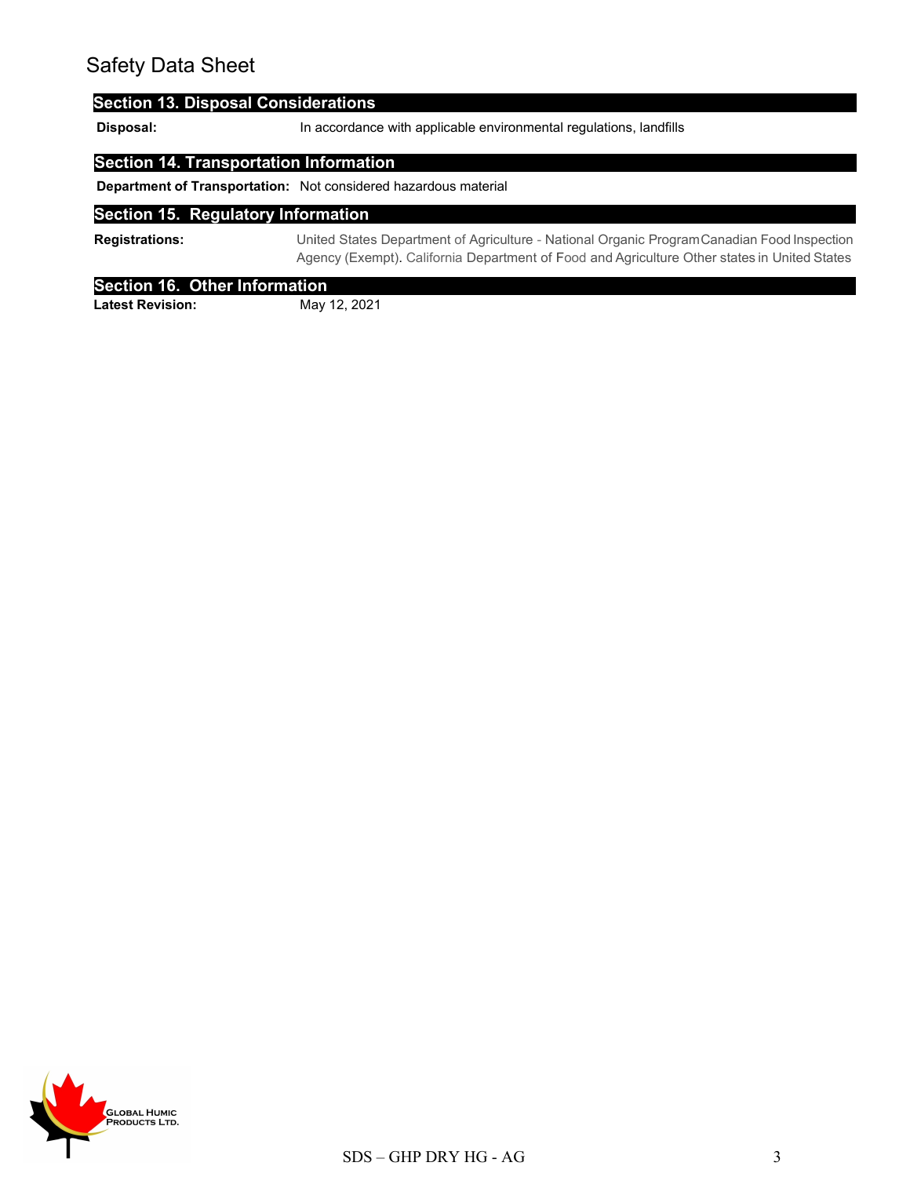## Section 13. Disposal Considerations

**Disposal:** In accordance with applicable environmental regulations, landfills

## Section 14. Transportation Information

**Department of Transportation:** Not considered hazardous material

## Section 15. Regulatory Information

**Registrations:** United States Department of Agriculture - National Organic Program Canadian Food Inspection Agency (Exempt). California Department of Food and Agriculture Other states in United States

## Section 16. Other Information

**Latest Revision:** May 12, 2021